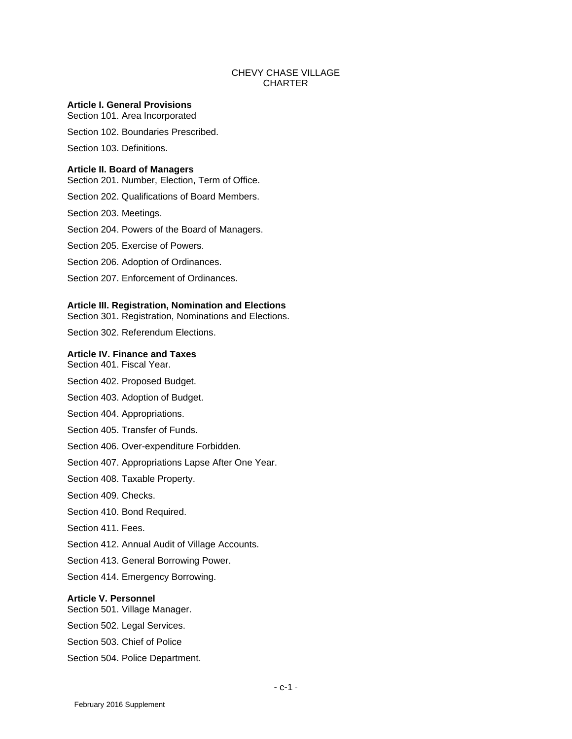# CHEVY CHASE VILLAGE CHARTER

**Article I. General Provisions**

Section 101. Area Incorporated

Section 102. Boundaries Prescribed.

Section 103. Definitions.

**Article II. Board of Managers**

Section 201. Number, Election, Term of Office.

Section 202. Qualifications of Board Members.

Section 203. Meetings.

Section 204. Powers of the Board of Managers.

Section 205. Exercise of Powers.

Section 206. Adoption of Ordinances.

Section 207. Enforcement of Ordinances.

**Article III. Registration, Nomination and Elections**

Section 301. Registration, Nominations and Elections.

Section 302. Referendum Elections.

**Article IV. Finance and Taxes**

Section 401. Fiscal Year.

Section 402. Proposed Budget.

Section 403. Adoption of Budget.

Section 404. Appropriations.

Section 405. Transfer of Funds.

Section 406. Over-expenditure Forbidden.

Section 407. Appropriations Lapse After One Year.

Section 408. Taxable Property.

Section 409. Checks.

Section 410. Bond Required.

Section 411. Fees.

Section 412. Annual Audit of Village Accounts.

Section 413. General Borrowing Power.

Section 414. Emergency Borrowing.

**Article V. Personnel**

Section 501. Village Manager.

Section 502. Legal Services.

Section 503. Chief of Police

Section 504. Police Department.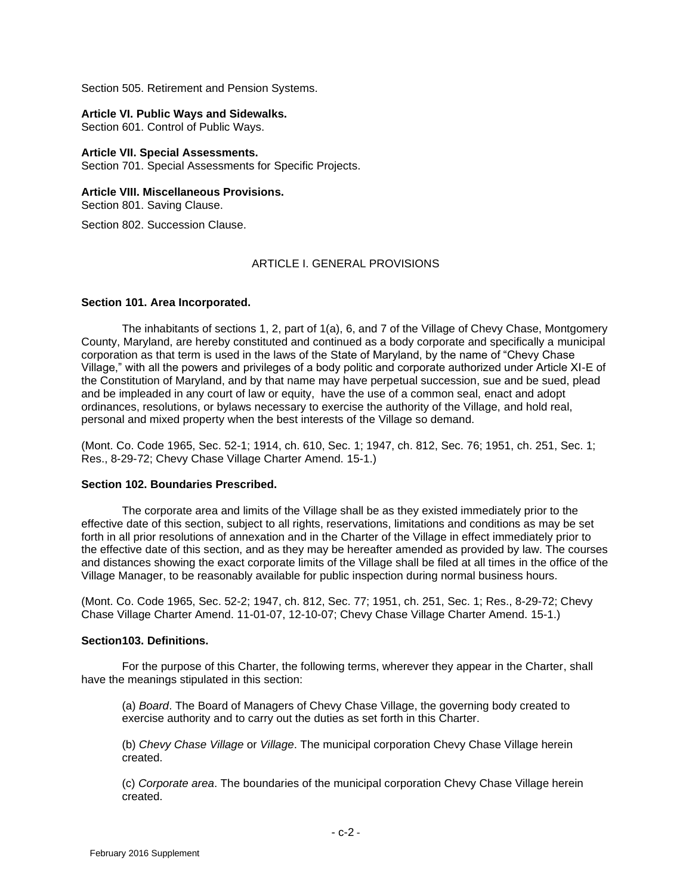Section 505. Retirement and Pension Systems.

**Article VI. Public Ways and Sidewalks.**
Section 601. Control of Public Ways.

**Article VII. Special Assessments.**
Section 701. Special Assessments for Specific Projects.

**Article VIII. Miscellaneous Provisions.**
Section 801. Saving Clause.

Section 802. Succession Clause.

## ARTICLE I. GENERAL PROVISIONS

**Section 101. Area Incorporated.**

The inhabitants of sections 1, 2, part of 1(a), 6, and 7 of the Village of Chevy Chase, Montgomery County, Maryland, are hereby constituted and continued as a body corporate and specifically a municipal corporation as that term is used in the laws of the State of Maryland, by the name of "Chevy Chase Village," with all the powers and privileges of a body politic and corporate authorized under Article XI-E of the Constitution of Maryland, and by that name may have perpetual succession, sue and be sued, plead and be impleaded in any court of law or equity, have the use of a common seal, enact and adopt ordinances, resolutions, or bylaws necessary to exercise the authority of the Village, and hold real, personal and mixed property when the best interests of the Village so demand.

(Mont. Co. Code 1965, Sec. 52-1; 1914, ch. 610, Sec. 1; 1947, ch. 812, Sec. 76; 1951, ch. 251, Sec. 1; Res., 8-29-72; Chevy Chase Village Charter Amend. 15-1.)

**Section 102. Boundaries Prescribed.**

The corporate area and limits of the Village shall be as they existed immediately prior to the effective date of this section, subject to all rights, reservations, limitations and conditions as may be set forth in all prior resolutions of annexation and in the Charter of the Village in effect immediately prior to the effective date of this section, and as they may be hereafter amended as provided by law. The courses and distances showing the exact corporate limits of the Village shall be filed at all times in the office of the Village Manager, to be reasonably available for public inspection during normal business hours.

(Mont. Co. Code 1965, Sec. 52-2; 1947, ch. 812, Sec. 77; 1951, ch. 251, Sec. 1; Res., 8-29-72; Chevy Chase Village Charter Amend. 11-01-07, 12-10-07; Chevy Chase Village Charter Amend. 15-1.)

**Section103. Definitions.**

For the purpose of this Charter, the following terms, wherever they appear in the Charter, shall have the meanings stipulated in this section:

(a) *Board*. The Board of Managers of Chevy Chase Village, the governing body created to exercise authority and to carry out the duties as set forth in this Charter.

(b) *Chevy Chase Village* or *Village*. The municipal corporation Chevy Chase Village herein created.

(c) *Corporate area*. The boundaries of the municipal corporation Chevy Chase Village herein created.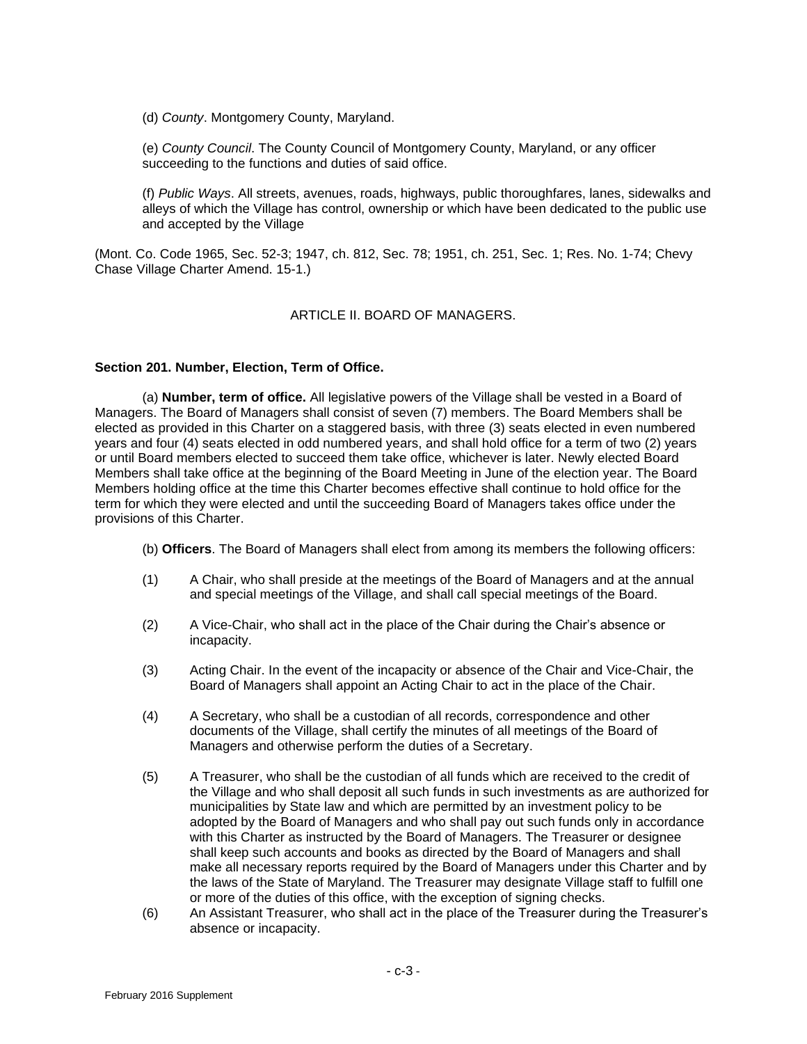(d) *County*. Montgomery County, Maryland.

(e) *County Council*. The County Council of Montgomery County, Maryland, or any officer succeeding to the functions and duties of said office.

(f) *Public Ways*. All streets, avenues, roads, highways, public thoroughfares, lanes, sidewalks and alleys of which the Village has control, ownership or which have been dedicated to the public use and accepted by the Village

(Mont. Co. Code 1965, Sec. 52-3; 1947, ch. 812, Sec. 78; 1951, ch. 251, Sec. 1; Res. No. 1-74; Chevy Chase Village Charter Amend. 15-1.)

## ARTICLE II. BOARD OF MANAGERS.

### Section 201. Number, Election, Term of Office.

(a) **Number, term of office.** All legislative powers of the Village shall be vested in a Board of Managers. The Board of Managers shall consist of seven (7) members. The Board Members shall be elected as provided in this Charter on a staggered basis, with three (3) seats elected in even numbered years and four (4) seats elected in odd numbered years, and shall hold office for a term of two (2) years or until Board members elected to succeed them take office, whichever is later. Newly elected Board Members shall take office at the beginning of the Board Meeting in June of the election year. The Board Members holding office at the time this Charter becomes effective shall continue to hold office for the term for which they were elected and until the succeeding Board of Managers takes office under the provisions of this Charter.

(b) **Officers**. The Board of Managers shall elect from among its members the following officers:

(1) A Chair, who shall preside at the meetings of the Board of Managers and at the annual and special meetings of the Village, and shall call special meetings of the Board.

(2) A Vice-Chair, who shall act in the place of the Chair during the Chair's absence or incapacity.

(3) Acting Chair. In the event of the incapacity or absence of the Chair and Vice-Chair, the Board of Managers shall appoint an Acting Chair to act in the place of the Chair.

(4) A Secretary, who shall be a custodian of all records, correspondence and other documents of the Village, shall certify the minutes of all meetings of the Board of Managers and otherwise perform the duties of a Secretary.

(5) A Treasurer, who shall be the custodian of all funds which are received to the credit of the Village and who shall deposit all such funds in such investments as are authorized for municipalities by State law and which are permitted by an investment policy to be adopted by the Board of Managers and who shall pay out such funds only in accordance with this Charter as instructed by the Board of Managers. The Treasurer or designee shall keep such accounts and books as directed by the Board of Managers and shall make all necessary reports required by the Board of Managers under this Charter and by the laws of the State of Maryland. The Treasurer may designate Village staff to fulfill one or more of the duties of this office, with the exception of signing checks.

(6) An Assistant Treasurer, who shall act in the place of the Treasurer during the Treasurer's absence or incapacity.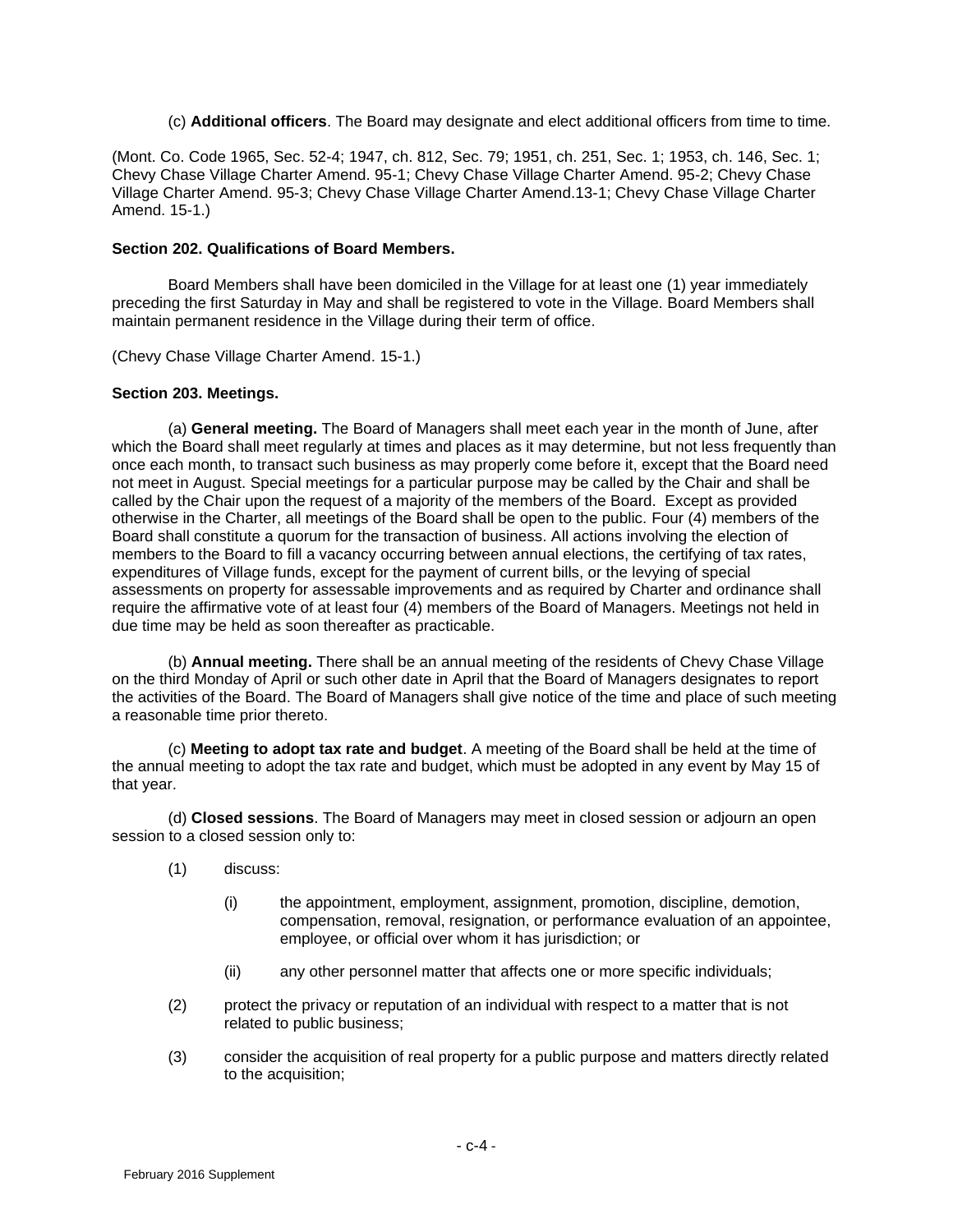(c) **Additional officers**. The Board may designate and elect additional officers from time to time.

(Mont. Co. Code 1965, Sec. 52-4; 1947, ch. 812, Sec. 79; 1951, ch. 251, Sec. 1; 1953, ch. 146, Sec. 1; Chevy Chase Village Charter Amend. 95-1; Chevy Chase Village Charter Amend. 95-2; Chevy Chase Village Charter Amend. 95-3; Chevy Chase Village Charter Amend.13-1; Chevy Chase Village Charter Amend. 15-1.)

**Section 202. Qualifications of Board Members.**

Board Members shall have been domiciled in the Village for at least one (1) year immediately preceding the first Saturday in May and shall be registered to vote in the Village. Board Members shall maintain permanent residence in the Village during their term of office.

(Chevy Chase Village Charter Amend. 15-1.)

**Section 203. Meetings.**

(a) **General meeting.** The Board of Managers shall meet each year in the month of June, after which the Board shall meet regularly at times and places as it may determine, but not less frequently than once each month, to transact such business as may properly come before it, except that the Board need not meet in August. Special meetings for a particular purpose may be called by the Chair and shall be called by the Chair upon the request of a majority of the members of the Board. Except as provided otherwise in the Charter, all meetings of the Board shall be open to the public. Four (4) members of the Board shall constitute a quorum for the transaction of business. All actions involving the election of members to the Board to fill a vacancy occurring between annual elections, the certifying of tax rates, expenditures of Village funds, except for the payment of current bills, or the levying of special assessments on property for assessable improvements and as required by Charter and ordinance shall require the affirmative vote of at least four (4) members of the Board of Managers. Meetings not held in due time may be held as soon thereafter as practicable.

(b) **Annual meeting.** There shall be an annual meeting of the residents of Chevy Chase Village on the third Monday of April or such other date in April that the Board of Managers designates to report the activities of the Board. The Board of Managers shall give notice of the time and place of such meeting a reasonable time prior thereto.

(c) **Meeting to adopt tax rate and budget**. A meeting of the Board shall be held at the time of the annual meeting to adopt the tax rate and budget, which must be adopted in any event by May 15 of that year.

(d) **Closed sessions**. The Board of Managers may meet in closed session or adjourn an open session to a closed session only to:

(1) discuss:

(i) the appointment, employment, assignment, promotion, discipline, demotion, compensation, removal, resignation, or performance evaluation of an appointee, employee, or official over whom it has jurisdiction; or

(ii) any other personnel matter that affects one or more specific individuals;

(2) protect the privacy or reputation of an individual with respect to a matter that is not related to public business;

(3) consider the acquisition of real property for a public purpose and matters directly related to the acquisition;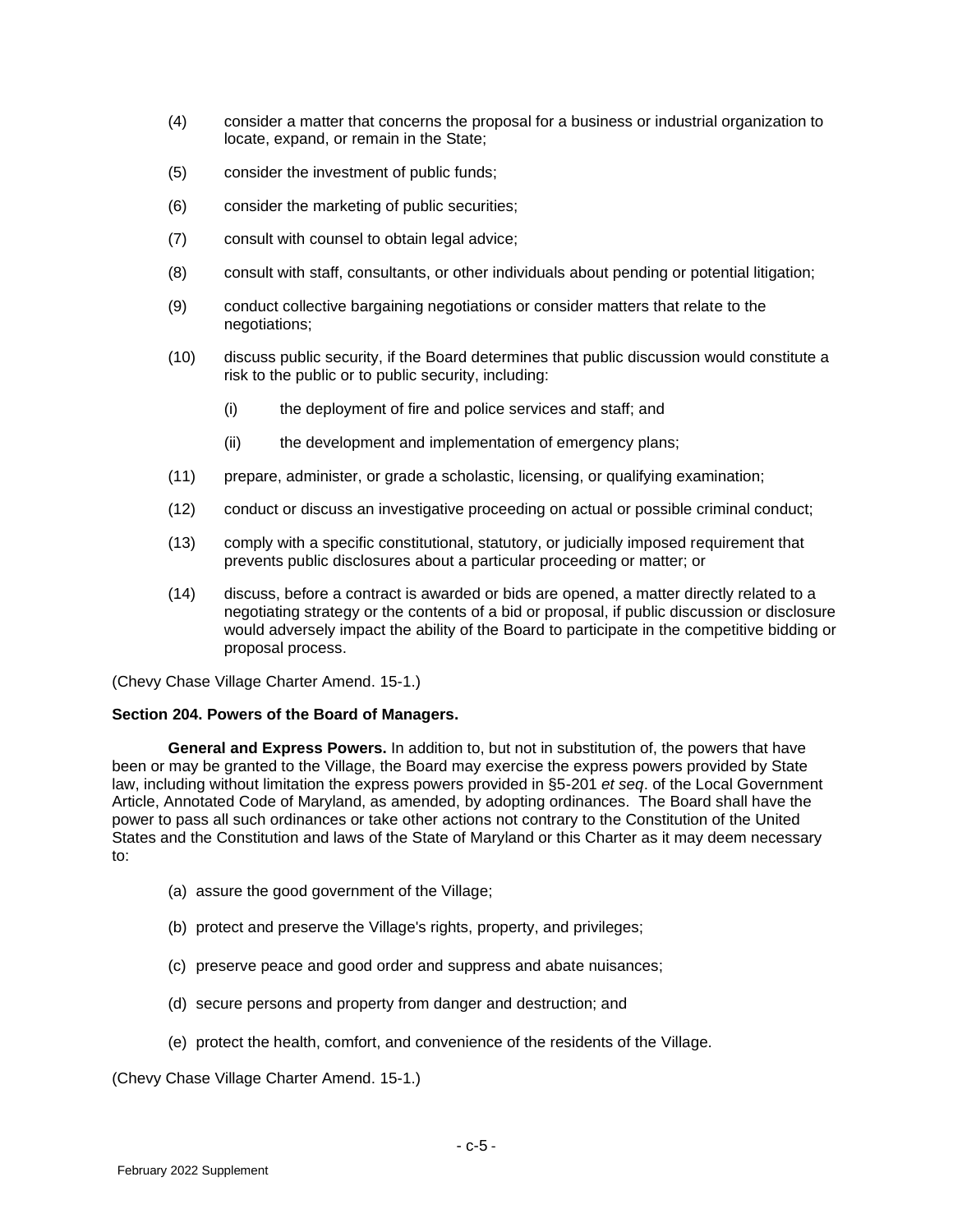(4) consider a matter that concerns the proposal for a business or industrial organization to locate, expand, or remain in the State;

(5) consider the investment of public funds;

(6) consider the marketing of public securities;

(7) consult with counsel to obtain legal advice;

(8) consult with staff, consultants, or other individuals about pending or potential litigation;

(9) conduct collective bargaining negotiations or consider matters that relate to the negotiations;

(10) discuss public security, if the Board determines that public discussion would constitute a risk to the public or to public security, including:

   (i) the deployment of fire and police services and staff; and

   (ii) the development and implementation of emergency plans;

(11) prepare, administer, or grade a scholastic, licensing, or qualifying examination;

(12) conduct or discuss an investigative proceeding on actual or possible criminal conduct;

(13) comply with a specific constitutional, statutory, or judicially imposed requirement that prevents public disclosures about a particular proceeding or matter; or

(14) discuss, before a contract is awarded or bids are opened, a matter directly related to a negotiating strategy or the contents of a bid or proposal, if public discussion or disclosure would adversely impact the ability of the Board to participate in the competitive bidding or proposal process.

(Chevy Chase Village Charter Amend. 15-1.)

**Section 204. Powers of the Board of Managers.**

**General and Express Powers.** In addition to, but not in substitution of, the powers that have been or may be granted to the Village, the Board may exercise the express powers provided by State law, including without limitation the express powers provided in §5-201 *et seq*. of the Local Government Article, Annotated Code of Maryland, as amended, by adopting ordinances. The Board shall have the power to pass all such ordinances or take other actions not contrary to the Constitution of the United States and the Constitution and laws of the State of Maryland or this Charter as it may deem necessary to:

(a) assure the good government of the Village;

(b) protect and preserve the Village's rights, property, and privileges;

(c) preserve peace and good order and suppress and abate nuisances;

(d) secure persons and property from danger and destruction; and

(e) protect the health, comfort, and convenience of the residents of the Village.

(Chevy Chase Village Charter Amend. 15-1.)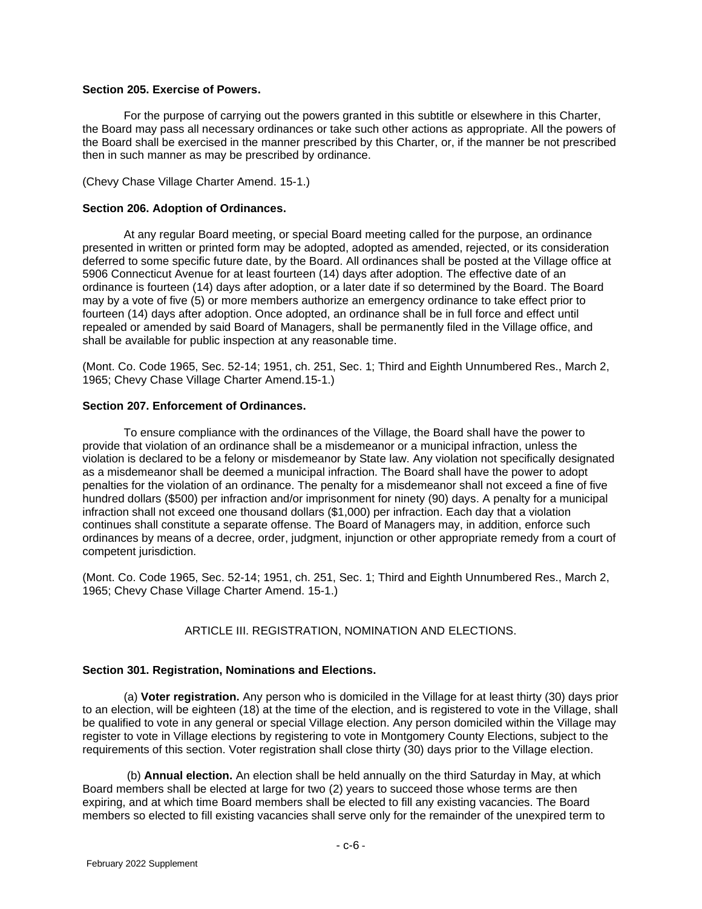**Section 205. Exercise of Powers.**

For the purpose of carrying out the powers granted in this subtitle or elsewhere in this Charter, the Board may pass all necessary ordinances or take such other actions as appropriate. All the powers of the Board shall be exercised in the manner prescribed by this Charter, or, if the manner be not prescribed then in such manner as may be prescribed by ordinance.

(Chevy Chase Village Charter Amend. 15-1.)

**Section 206. Adoption of Ordinances.**

At any regular Board meeting, or special Board meeting called for the purpose, an ordinance presented in written or printed form may be adopted, adopted as amended, rejected, or its consideration deferred to some specific future date, by the Board. All ordinances shall be posted at the Village office at 5906 Connecticut Avenue for at least fourteen (14) days after adoption. The effective date of an ordinance is fourteen (14) days after adoption, or a later date if so determined by the Board. The Board may by a vote of five (5) or more members authorize an emergency ordinance to take effect prior to fourteen (14) days after adoption. Once adopted, an ordinance shall be in full force and effect until repealed or amended by said Board of Managers, shall be permanently filed in the Village office, and shall be available for public inspection at any reasonable time.

(Mont. Co. Code 1965, Sec. 52-14; 1951, ch. 251, Sec. 1; Third and Eighth Unnumbered Res., March 2, 1965; Chevy Chase Village Charter Amend.15-1.)

**Section 207. Enforcement of Ordinances.**

To ensure compliance with the ordinances of the Village, the Board shall have the power to provide that violation of an ordinance shall be a misdemeanor or a municipal infraction, unless the violation is declared to be a felony or misdemeanor by State law. Any violation not specifically designated as a misdemeanor shall be deemed a municipal infraction. The Board shall have the power to adopt penalties for the violation of an ordinance. The penalty for a misdemeanor shall not exceed a fine of five hundred dollars ($500) per infraction and/or imprisonment for ninety (90) days. A penalty for a municipal infraction shall not exceed one thousand dollars ($1,000) per infraction. Each day that a violation continues shall constitute a separate offense. The Board of Managers may, in addition, enforce such ordinances by means of a decree, order, judgment, injunction or other appropriate remedy from a court of competent jurisdiction.

(Mont. Co. Code 1965, Sec. 52-14; 1951, ch. 251, Sec. 1; Third and Eighth Unnumbered Res., March 2, 1965; Chevy Chase Village Charter Amend. 15-1.)

## ARTICLE III. REGISTRATION, NOMINATION AND ELECTIONS.

**Section 301. Registration, Nominations and Elections.**

(a) **Voter registration.** Any person who is domiciled in the Village for at least thirty (30) days prior to an election, will be eighteen (18) at the time of the election, and is registered to vote in the Village, shall be qualified to vote in any general or special Village election. Any person domiciled within the Village may register to vote in Village elections by registering to vote in Montgomery County Elections, subject to the requirements of this section. Voter registration shall close thirty (30) days prior to the Village election.

(b) **Annual election.** An election shall be held annually on the third Saturday in May, at which Board members shall be elected at large for two (2) years to succeed those whose terms are then expiring, and at which time Board members shall be elected to fill any existing vacancies. The Board members so elected to fill existing vacancies shall serve only for the remainder of the unexpired term to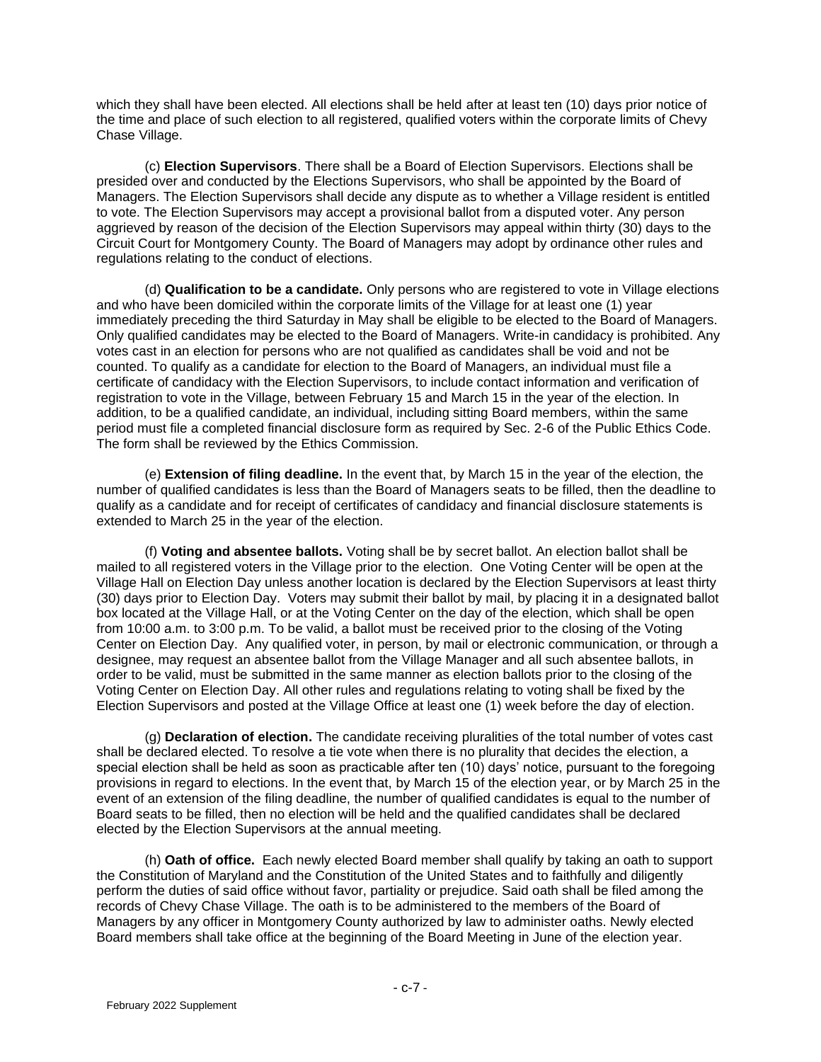which they shall have been elected. All elections shall be held after at least ten (10) days prior notice of the time and place of such election to all registered, qualified voters within the corporate limits of Chevy Chase Village.

(c) **Election Supervisors**. There shall be a Board of Election Supervisors. Elections shall be presided over and conducted by the Elections Supervisors, who shall be appointed by the Board of Managers. The Election Supervisors shall decide any dispute as to whether a Village resident is entitled to vote. The Election Supervisors may accept a provisional ballot from a disputed voter. Any person aggrieved by reason of the decision of the Election Supervisors may appeal within thirty (30) days to the Circuit Court for Montgomery County. The Board of Managers may adopt by ordinance other rules and regulations relating to the conduct of elections.

(d) **Qualification to be a candidate.** Only persons who are registered to vote in Village elections and who have been domiciled within the corporate limits of the Village for at least one (1) year immediately preceding the third Saturday in May shall be eligible to be elected to the Board of Managers. Only qualified candidates may be elected to the Board of Managers. Write-in candidacy is prohibited. Any votes cast in an election for persons who are not qualified as candidates shall be void and not be counted. To qualify as a candidate for election to the Board of Managers, an individual must file a certificate of candidacy with the Election Supervisors, to include contact information and verification of registration to vote in the Village, between February 15 and March 15 in the year of the election. In addition, to be a qualified candidate, an individual, including sitting Board members, within the same period must file a completed financial disclosure form as required by Sec. 2-6 of the Public Ethics Code. The form shall be reviewed by the Ethics Commission.

(e) **Extension of filing deadline.** In the event that, by March 15 in the year of the election, the number of qualified candidates is less than the Board of Managers seats to be filled, then the deadline to qualify as a candidate and for receipt of certificates of candidacy and financial disclosure statements is extended to March 25 in the year of the election.

(f) **Voting and absentee ballots.** Voting shall be by secret ballot. An election ballot shall be mailed to all registered voters in the Village prior to the election. One Voting Center will be open at the Village Hall on Election Day unless another location is declared by the Election Supervisors at least thirty (30) days prior to Election Day. Voters may submit their ballot by mail, by placing it in a designated ballot box located at the Village Hall, or at the Voting Center on the day of the election, which shall be open from 10:00 a.m. to 3:00 p.m. To be valid, a ballot must be received prior to the closing of the Voting Center on Election Day. Any qualified voter, in person, by mail or electronic communication, or through a designee, may request an absentee ballot from the Village Manager and all such absentee ballots, in order to be valid, must be submitted in the same manner as election ballots prior to the closing of the Voting Center on Election Day. All other rules and regulations relating to voting shall be fixed by the Election Supervisors and posted at the Village Office at least one (1) week before the day of election.

(g) **Declaration of election.** The candidate receiving pluralities of the total number of votes cast shall be declared elected. To resolve a tie vote when there is no plurality that decides the election, a special election shall be held as soon as practicable after ten (10) days' notice, pursuant to the foregoing provisions in regard to elections. In the event that, by March 15 of the election year, or by March 25 in the event of an extension of the filing deadline, the number of qualified candidates is equal to the number of Board seats to be filled, then no election will be held and the qualified candidates shall be declared elected by the Election Supervisors at the annual meeting.

(h) **Oath of office.** Each newly elected Board member shall qualify by taking an oath to support the Constitution of Maryland and the Constitution of the United States and to faithfully and diligently perform the duties of said office without favor, partiality or prejudice. Said oath shall be filed among the records of Chevy Chase Village. The oath is to be administered to the members of the Board of Managers by any officer in Montgomery County authorized by law to administer oaths. Newly elected Board members shall take office at the beginning of the Board Meeting in June of the election year.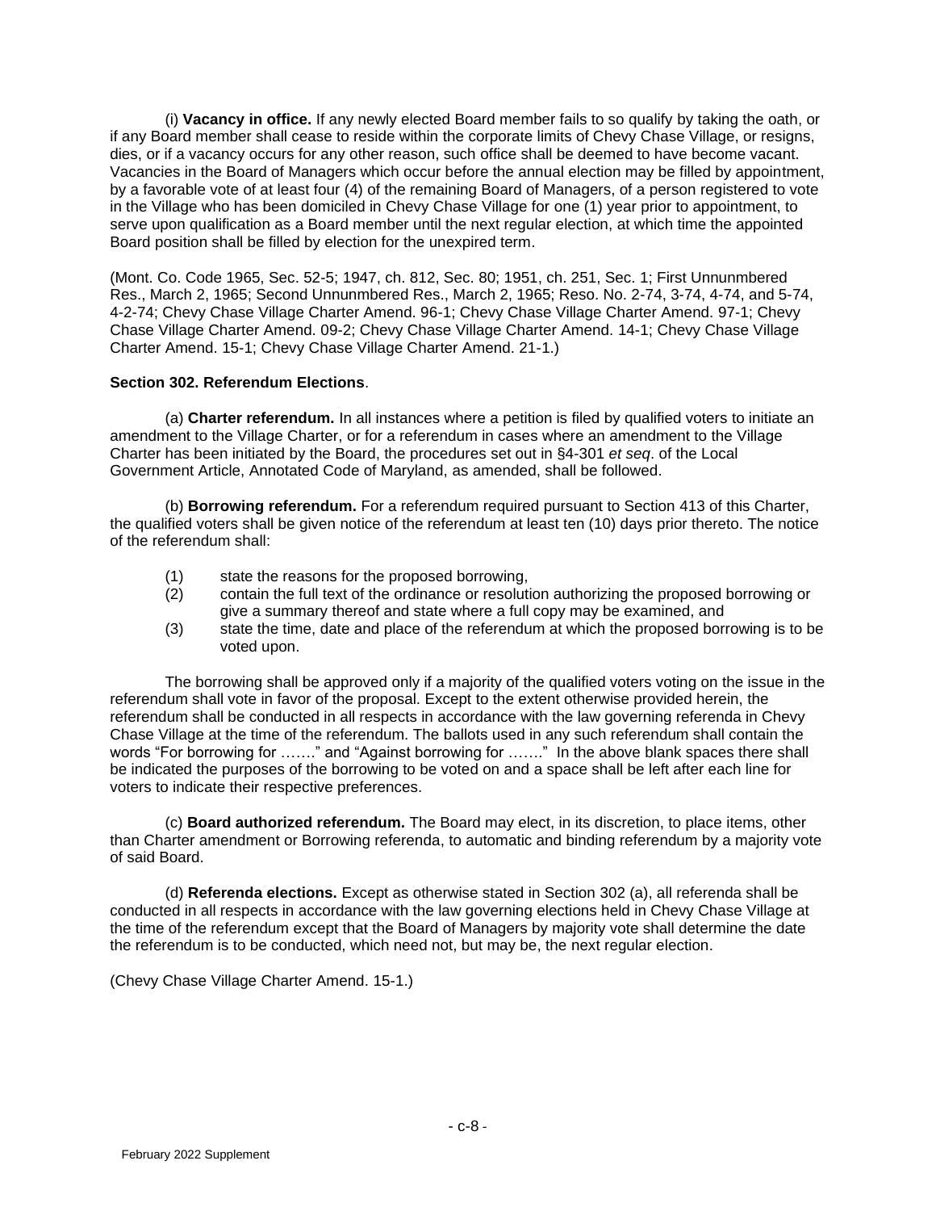(i) **Vacancy in office.** If any newly elected Board member fails to so qualify by taking the oath, or if any Board member shall cease to reside within the corporate limits of Chevy Chase Village, or resigns, dies, or if a vacancy occurs for any other reason, such office shall be deemed to have become vacant. Vacancies in the Board of Managers which occur before the annual election may be filled by appointment, by a favorable vote of at least four (4) of the remaining Board of Managers, of a person registered to vote in the Village who has been domiciled in Chevy Chase Village for one (1) year prior to appointment, to serve upon qualification as a Board member until the next regular election, at which time the appointed Board position shall be filled by election for the unexpired term.

(Mont. Co. Code 1965, Sec. 52-5; 1947, ch. 812, Sec. 80; 1951, ch. 251, Sec. 1; First Unnunmbered Res., March 2, 1965; Second Unnunmbered Res., March 2, 1965; Reso. No. 2-74, 3-74, 4-74, and 5-74, 4-2-74; Chevy Chase Village Charter Amend. 96-1; Chevy Chase Village Charter Amend. 97-1; Chevy Chase Village Charter Amend. 09-2; Chevy Chase Village Charter Amend. 14-1; Chevy Chase Village Charter Amend. 15-1; Chevy Chase Village Charter Amend. 21-1.)

**Section 302. Referendum Elections**.

(a) **Charter referendum.** In all instances where a petition is filed by qualified voters to initiate an amendment to the Village Charter, or for a referendum in cases where an amendment to the Village Charter has been initiated by the Board, the procedures set out in §4-301 *et seq*. of the Local Government Article, Annotated Code of Maryland, as amended, shall be followed.

(b) **Borrowing referendum.** For a referendum required pursuant to Section 413 of this Charter, the qualified voters shall be given notice of the referendum at least ten (10) days prior thereto. The notice of the referendum shall:

(1) state the reasons for the proposed borrowing,
(2) contain the full text of the ordinance or resolution authorizing the proposed borrowing or give a summary thereof and state where a full copy may be examined, and
(3) state the time, date and place of the referendum at which the proposed borrowing is to be voted upon.

The borrowing shall be approved only if a majority of the qualified voters voting on the issue in the referendum shall vote in favor of the proposal. Except to the extent otherwise provided herein, the referendum shall be conducted in all respects in accordance with the law governing referenda in Chevy Chase Village at the time of the referendum. The ballots used in any such referendum shall contain the words "For borrowing for ……." and "Against borrowing for ……." In the above blank spaces there shall be indicated the purposes of the borrowing to be voted on and a space shall be left after each line for voters to indicate their respective preferences.

(c) **Board authorized referendum.** The Board may elect, in its discretion, to place items, other than Charter amendment or Borrowing referenda, to automatic and binding referendum by a majority vote of said Board.

(d) **Referenda elections.** Except as otherwise stated in Section 302 (a), all referenda shall be conducted in all respects in accordance with the law governing elections held in Chevy Chase Village at the time of the referendum except that the Board of Managers by majority vote shall determine the date the referendum is to be conducted, which need not, but may be, the next regular election.

(Chevy Chase Village Charter Amend. 15-1.)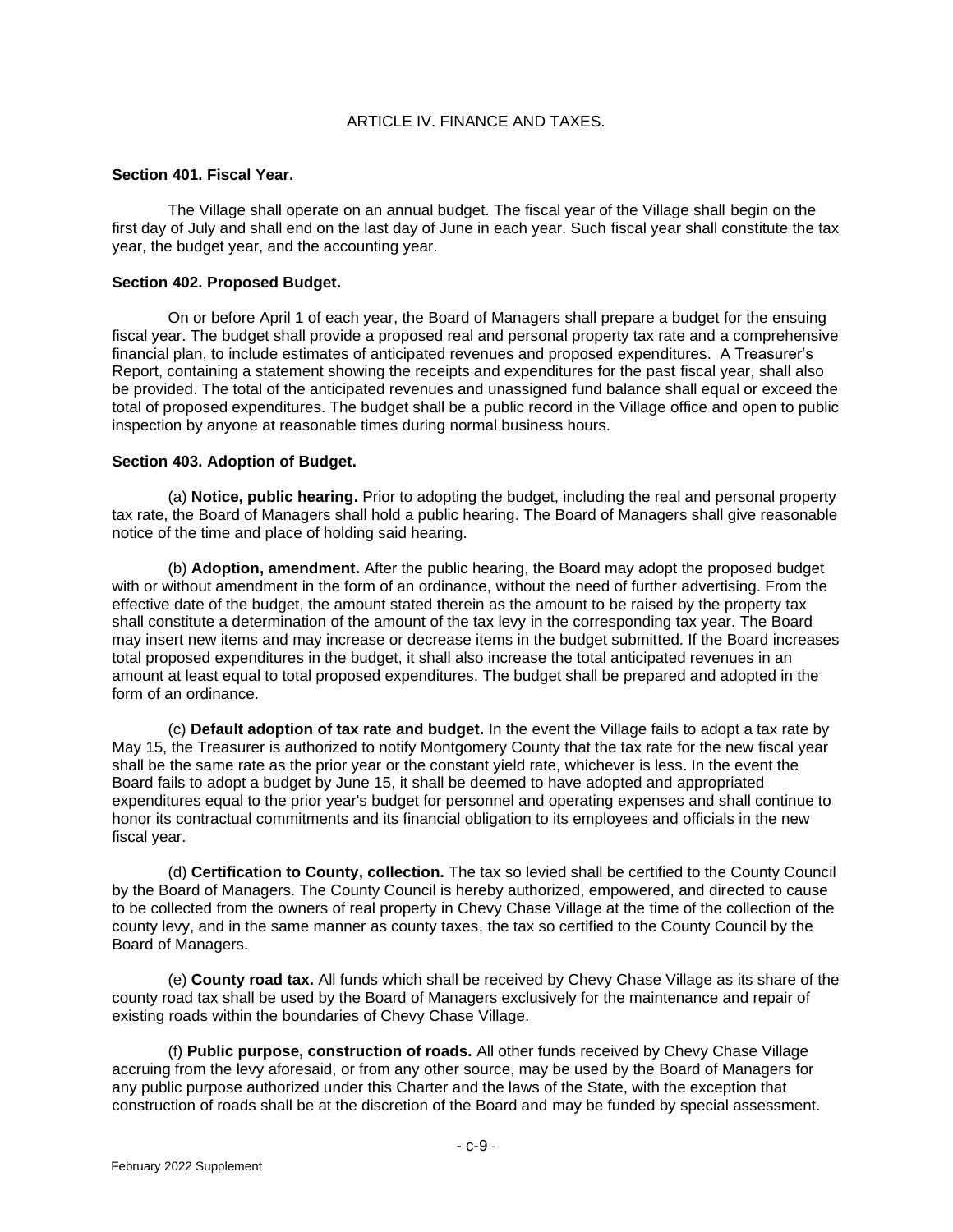# ARTICLE IV. FINANCE AND TAXES.

### Section 401. Fiscal Year.

The Village shall operate on an annual budget. The fiscal year of the Village shall begin on the first day of July and shall end on the last day of June in each year. Such fiscal year shall constitute the tax year, the budget year, and the accounting year.

### Section 402. Proposed Budget.

On or before April 1 of each year, the Board of Managers shall prepare a budget for the ensuing fiscal year. The budget shall provide a proposed real and personal property tax rate and a comprehensive financial plan, to include estimates of anticipated revenues and proposed expenditures. A Treasurer's Report, containing a statement showing the receipts and expenditures for the past fiscal year, shall also be provided. The total of the anticipated revenues and unassigned fund balance shall equal or exceed the total of proposed expenditures. The budget shall be a public record in the Village office and open to public inspection by anyone at reasonable times during normal business hours.

### Section 403. Adoption of Budget.

(a) **Notice, public hearing.** Prior to adopting the budget, including the real and personal property tax rate, the Board of Managers shall hold a public hearing. The Board of Managers shall give reasonable notice of the time and place of holding said hearing.

(b) **Adoption, amendment.** After the public hearing, the Board may adopt the proposed budget with or without amendment in the form of an ordinance, without the need of further advertising. From the effective date of the budget, the amount stated therein as the amount to be raised by the property tax shall constitute a determination of the amount of the tax levy in the corresponding tax year. The Board may insert new items and may increase or decrease items in the budget submitted. If the Board increases total proposed expenditures in the budget, it shall also increase the total anticipated revenues in an amount at least equal to total proposed expenditures. The budget shall be prepared and adopted in the form of an ordinance.

(c) **Default adoption of tax rate and budget.** In the event the Village fails to adopt a tax rate by May 15, the Treasurer is authorized to notify Montgomery County that the tax rate for the new fiscal year shall be the same rate as the prior year or the constant yield rate, whichever is less. In the event the Board fails to adopt a budget by June 15, it shall be deemed to have adopted and appropriated expenditures equal to the prior year's budget for personnel and operating expenses and shall continue to honor its contractual commitments and its financial obligation to its employees and officials in the new fiscal year.

(d) **Certification to County, collection.** The tax so levied shall be certified to the County Council by the Board of Managers. The County Council is hereby authorized, empowered, and directed to cause to be collected from the owners of real property in Chevy Chase Village at the time of the collection of the county levy, and in the same manner as county taxes, the tax so certified to the County Council by the Board of Managers.

(e) **County road tax.** All funds which shall be received by Chevy Chase Village as its share of the county road tax shall be used by the Board of Managers exclusively for the maintenance and repair of existing roads within the boundaries of Chevy Chase Village.

(f) **Public purpose, construction of roads.** All other funds received by Chevy Chase Village accruing from the levy aforesaid, or from any other source, may be used by the Board of Managers for any public purpose authorized under this Charter and the laws of the State, with the exception that construction of roads shall be at the discretion of the Board and may be funded by special assessment.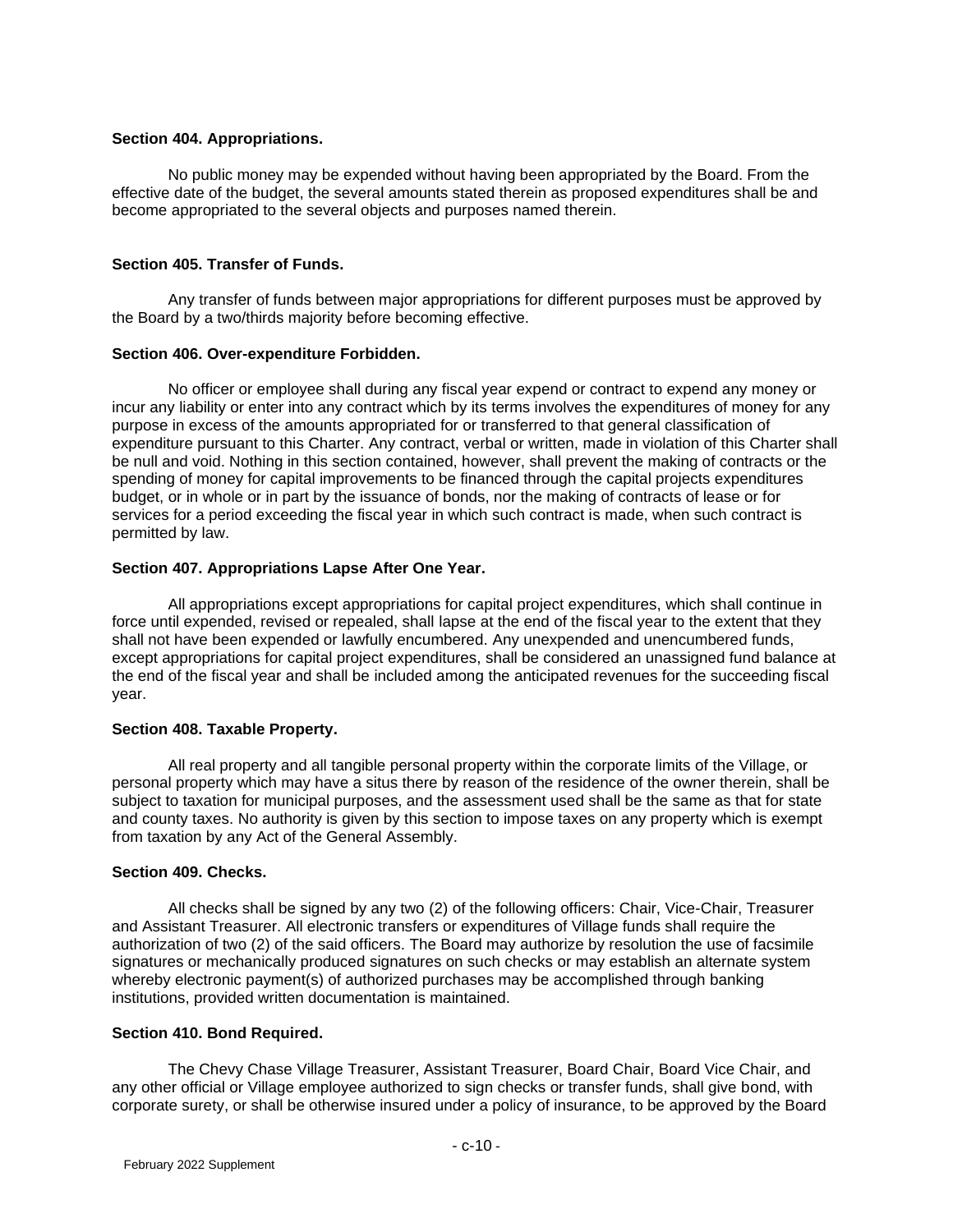**Section 404. Appropriations.**

No public money may be expended without having been appropriated by the Board. From the effective date of the budget, the several amounts stated therein as proposed expenditures shall be and become appropriated to the several objects and purposes named therein.

**Section 405. Transfer of Funds.**

Any transfer of funds between major appropriations for different purposes must be approved by the Board by a two/thirds majority before becoming effective.

**Section 406. Over-expenditure Forbidden.**

No officer or employee shall during any fiscal year expend or contract to expend any money or incur any liability or enter into any contract which by its terms involves the expenditures of money for any purpose in excess of the amounts appropriated for or transferred to that general classification of expenditure pursuant to this Charter. Any contract, verbal or written, made in violation of this Charter shall be null and void. Nothing in this section contained, however, shall prevent the making of contracts or the spending of money for capital improvements to be financed through the capital projects expenditures budget, or in whole or in part by the issuance of bonds, nor the making of contracts of lease or for services for a period exceeding the fiscal year in which such contract is made, when such contract is permitted by law.

**Section 407. Appropriations Lapse After One Year.**

All appropriations except appropriations for capital project expenditures, which shall continue in force until expended, revised or repealed, shall lapse at the end of the fiscal year to the extent that they shall not have been expended or lawfully encumbered. Any unexpended and unencumbered funds, except appropriations for capital project expenditures, shall be considered an unassigned fund balance at the end of the fiscal year and shall be included among the anticipated revenues for the succeeding fiscal year.

**Section 408. Taxable Property.**

All real property and all tangible personal property within the corporate limits of the Village, or personal property which may have a situs there by reason of the residence of the owner therein, shall be subject to taxation for municipal purposes, and the assessment used shall be the same as that for state and county taxes. No authority is given by this section to impose taxes on any property which is exempt from taxation by any Act of the General Assembly.

**Section 409. Checks.**

All checks shall be signed by any two (2) of the following officers: Chair, Vice-Chair, Treasurer and Assistant Treasurer. All electronic transfers or expenditures of Village funds shall require the authorization of two (2) of the said officers. The Board may authorize by resolution the use of facsimile signatures or mechanically produced signatures on such checks or may establish an alternate system whereby electronic payment(s) of authorized purchases may be accomplished through banking institutions, provided written documentation is maintained.

**Section 410. Bond Required.**

The Chevy Chase Village Treasurer, Assistant Treasurer, Board Chair, Board Vice Chair, and any other official or Village employee authorized to sign checks or transfer funds, shall give bond, with corporate surety, or shall be otherwise insured under a policy of insurance, to be approved by the Board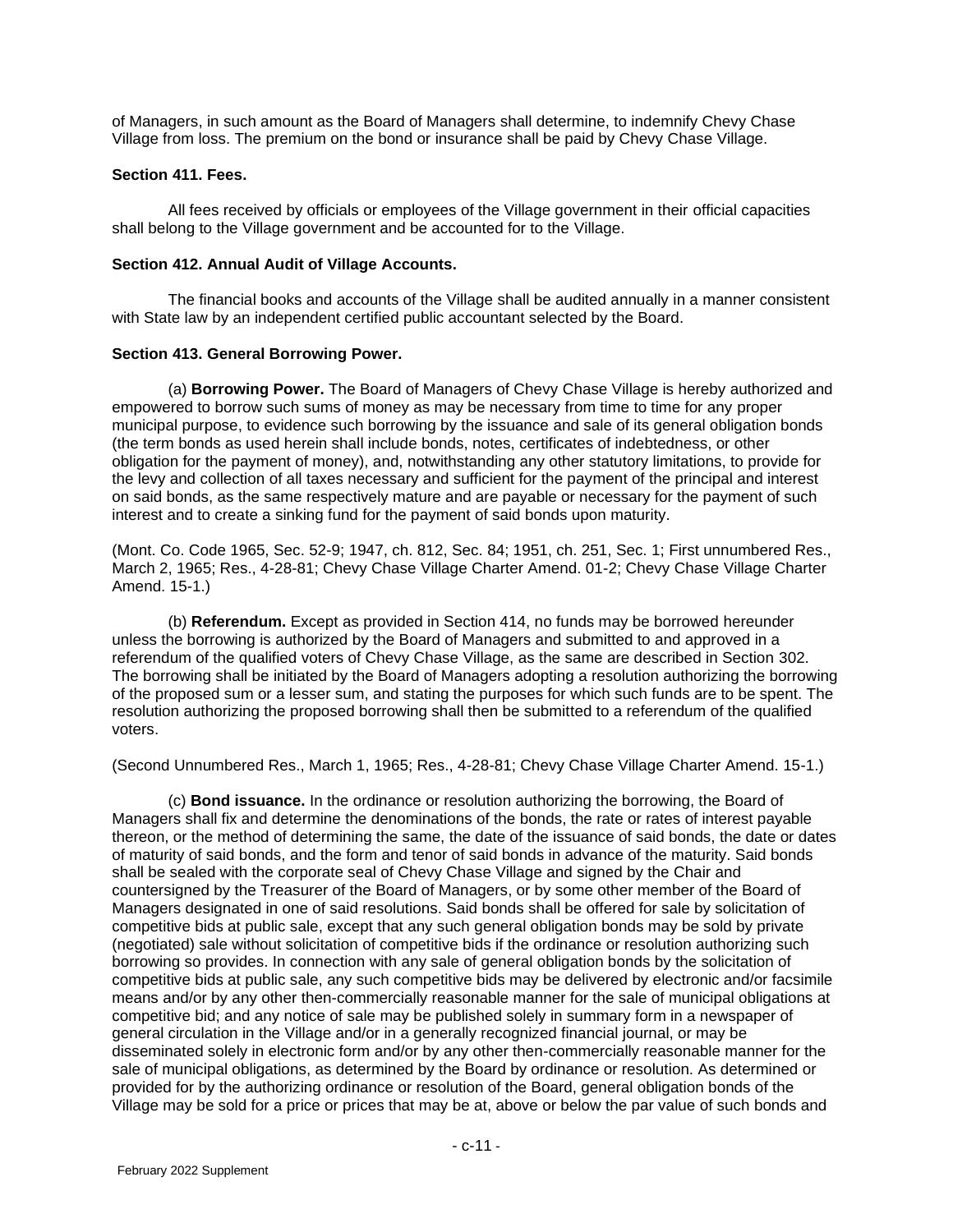of Managers, in such amount as the Board of Managers shall determine, to indemnify Chevy Chase Village from loss. The premium on the bond or insurance shall be paid by Chevy Chase Village.

**Section 411. Fees.**

All fees received by officials or employees of the Village government in their official capacities shall belong to the Village government and be accounted for to the Village.

**Section 412. Annual Audit of Village Accounts.**

The financial books and accounts of the Village shall be audited annually in a manner consistent with State law by an independent certified public accountant selected by the Board.

**Section 413. General Borrowing Power.**

(a) **Borrowing Power.** The Board of Managers of Chevy Chase Village is hereby authorized and empowered to borrow such sums of money as may be necessary from time to time for any proper municipal purpose, to evidence such borrowing by the issuance and sale of its general obligation bonds (the term bonds as used herein shall include bonds, notes, certificates of indebtedness, or other obligation for the payment of money), and, notwithstanding any other statutory limitations, to provide for the levy and collection of all taxes necessary and sufficient for the payment of the principal and interest on said bonds, as the same respectively mature and are payable or necessary for the payment of such interest and to create a sinking fund for the payment of said bonds upon maturity.

(Mont. Co. Code 1965, Sec. 52-9; 1947, ch. 812, Sec. 84; 1951, ch. 251, Sec. 1; First unnumbered Res., March 2, 1965; Res., 4-28-81; Chevy Chase Village Charter Amend. 01-2; Chevy Chase Village Charter Amend. 15-1.)

(b) **Referendum.** Except as provided in Section 414, no funds may be borrowed hereunder unless the borrowing is authorized by the Board of Managers and submitted to and approved in a referendum of the qualified voters of Chevy Chase Village, as the same are described in Section 302. The borrowing shall be initiated by the Board of Managers adopting a resolution authorizing the borrowing of the proposed sum or a lesser sum, and stating the purposes for which such funds are to be spent. The resolution authorizing the proposed borrowing shall then be submitted to a referendum of the qualified voters.

(Second Unnumbered Res., March 1, 1965; Res., 4-28-81; Chevy Chase Village Charter Amend. 15-1.)

(c) **Bond issuance.** In the ordinance or resolution authorizing the borrowing, the Board of Managers shall fix and determine the denominations of the bonds, the rate or rates of interest payable thereon, or the method of determining the same, the date of the issuance of said bonds, the date or dates of maturity of said bonds, and the form and tenor of said bonds in advance of the maturity. Said bonds shall be sealed with the corporate seal of Chevy Chase Village and signed by the Chair and countersigned by the Treasurer of the Board of Managers, or by some other member of the Board of Managers designated in one of said resolutions. Said bonds shall be offered for sale by solicitation of competitive bids at public sale, except that any such general obligation bonds may be sold by private (negotiated) sale without solicitation of competitive bids if the ordinance or resolution authorizing such borrowing so provides. In connection with any sale of general obligation bonds by the solicitation of competitive bids at public sale, any such competitive bids may be delivered by electronic and/or facsimile means and/or by any other then-commercially reasonable manner for the sale of municipal obligations at competitive bid; and any notice of sale may be published solely in summary form in a newspaper of general circulation in the Village and/or in a generally recognized financial journal, or may be disseminated solely in electronic form and/or by any other then-commercially reasonable manner for the sale of municipal obligations, as determined by the Board by ordinance or resolution. As determined or provided for by the authorizing ordinance or resolution of the Board, general obligation bonds of the Village may be sold for a price or prices that may be at, above or below the par value of such bonds and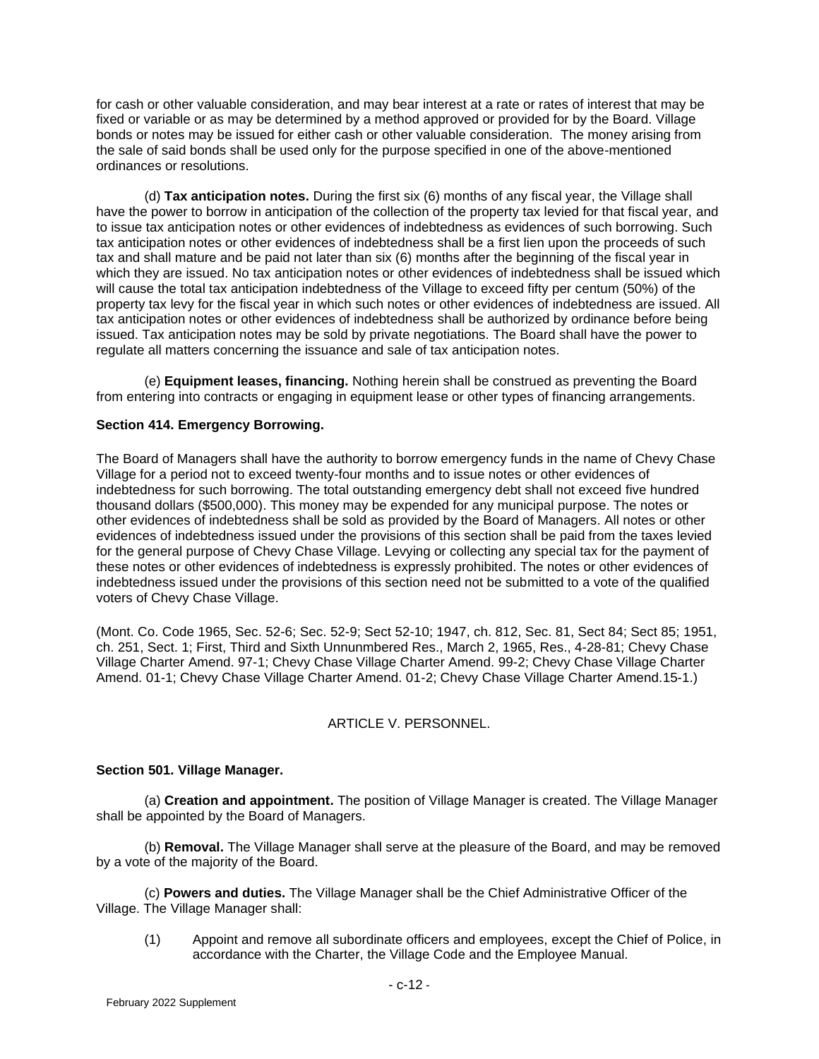for cash or other valuable consideration, and may bear interest at a rate or rates of interest that may be fixed or variable or as may be determined by a method approved or provided for by the Board. Village bonds or notes may be issued for either cash or other valuable consideration. The money arising from the sale of said bonds shall be used only for the purpose specified in one of the above-mentioned ordinances or resolutions.

(d) **Tax anticipation notes.** During the first six (6) months of any fiscal year, the Village shall have the power to borrow in anticipation of the collection of the property tax levied for that fiscal year, and to issue tax anticipation notes or other evidences of indebtedness as evidences of such borrowing. Such tax anticipation notes or other evidences of indebtedness shall be a first lien upon the proceeds of such tax and shall mature and be paid not later than six (6) months after the beginning of the fiscal year in which they are issued. No tax anticipation notes or other evidences of indebtedness shall be issued which will cause the total tax anticipation indebtedness of the Village to exceed fifty per centum (50%) of the property tax levy for the fiscal year in which such notes or other evidences of indebtedness are issued. All tax anticipation notes or other evidences of indebtedness shall be authorized by ordinance before being issued. Tax anticipation notes may be sold by private negotiations. The Board shall have the power to regulate all matters concerning the issuance and sale of tax anticipation notes.

(e) **Equipment leases, financing.** Nothing herein shall be construed as preventing the Board from entering into contracts or engaging in equipment lease or other types of financing arrangements.

**Section 414. Emergency Borrowing.**

The Board of Managers shall have the authority to borrow emergency funds in the name of Chevy Chase Village for a period not to exceed twenty-four months and to issue notes or other evidences of indebtedness for such borrowing. The total outstanding emergency debt shall not exceed five hundred thousand dollars ($500,000). This money may be expended for any municipal purpose. The notes or other evidences of indebtedness shall be sold as provided by the Board of Managers. All notes or other evidences of indebtedness issued under the provisions of this section shall be paid from the taxes levied for the general purpose of Chevy Chase Village. Levying or collecting any special tax for the payment of these notes or other evidences of indebtedness is expressly prohibited. The notes or other evidences of indebtedness issued under the provisions of this section need not be submitted to a vote of the qualified voters of Chevy Chase Village.

(Mont. Co. Code 1965, Sec. 52-6; Sec. 52-9; Sect 52-10; 1947, ch. 812, Sec. 81, Sect 84; Sect 85; 1951, ch. 251, Sect. 1; First, Third and Sixth Unnunmbered Res., March 2, 1965, Res., 4-28-81; Chevy Chase Village Charter Amend. 97-1; Chevy Chase Village Charter Amend. 99-2; Chevy Chase Village Charter Amend. 01-1; Chevy Chase Village Charter Amend. 01-2; Chevy Chase Village Charter Amend.15-1.)

## ARTICLE V. PERSONNEL.

**Section 501. Village Manager.**

(a) **Creation and appointment.** The position of Village Manager is created. The Village Manager shall be appointed by the Board of Managers.

(b) **Removal.** The Village Manager shall serve at the pleasure of the Board, and may be removed by a vote of the majority of the Board.

(c) **Powers and duties.** The Village Manager shall be the Chief Administrative Officer of the Village. The Village Manager shall:

(1) Appoint and remove all subordinate officers and employees, except the Chief of Police, in accordance with the Charter, the Village Code and the Employee Manual.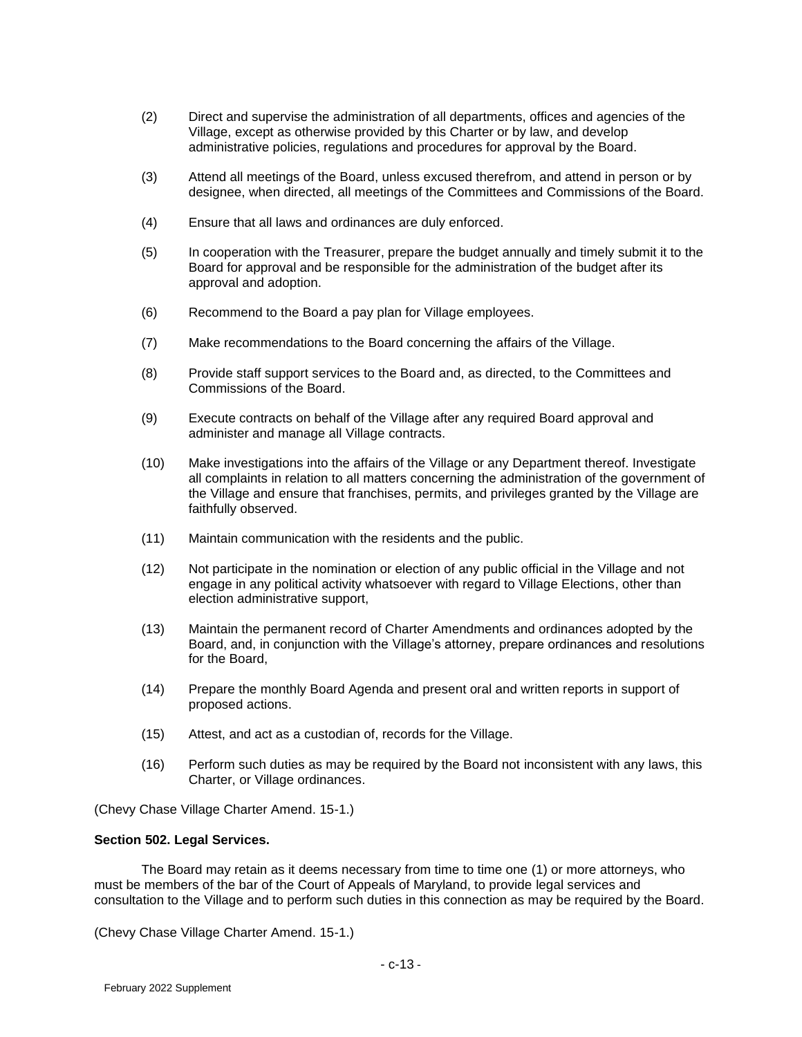(2) Direct and supervise the administration of all departments, offices and agencies of the Village, except as otherwise provided by this Charter or by law, and develop administrative policies, regulations and procedures for approval by the Board.

(3) Attend all meetings of the Board, unless excused therefrom, and attend in person or by designee, when directed, all meetings of the Committees and Commissions of the Board.

(4) Ensure that all laws and ordinances are duly enforced.

(5) In cooperation with the Treasurer, prepare the budget annually and timely submit it to the Board for approval and be responsible for the administration of the budget after its approval and adoption.

(6) Recommend to the Board a pay plan for Village employees.

(7) Make recommendations to the Board concerning the affairs of the Village.

(8) Provide staff support services to the Board and, as directed, to the Committees and Commissions of the Board.

(9) Execute contracts on behalf of the Village after any required Board approval and administer and manage all Village contracts.

(10) Make investigations into the affairs of the Village or any Department thereof. Investigate all complaints in relation to all matters concerning the administration of the government of the Village and ensure that franchises, permits, and privileges granted by the Village are faithfully observed.

(11) Maintain communication with the residents and the public.

(12) Not participate in the nomination or election of any public official in the Village and not engage in any political activity whatsoever with regard to Village Elections, other than election administrative support,

(13) Maintain the permanent record of Charter Amendments and ordinances adopted by the Board, and, in conjunction with the Village's attorney, prepare ordinances and resolutions for the Board,

(14) Prepare the monthly Board Agenda and present oral and written reports in support of proposed actions.

(15) Attest, and act as a custodian of, records for the Village.

(16) Perform such duties as may be required by the Board not inconsistent with any laws, this Charter, or Village ordinances.

(Chevy Chase Village Charter Amend. 15-1.)

**Section 502. Legal Services.**

The Board may retain as it deems necessary from time to time one (1) or more attorneys, who must be members of the bar of the Court of Appeals of Maryland, to provide legal services and consultation to the Village and to perform such duties in this connection as may be required by the Board.

(Chevy Chase Village Charter Amend. 15-1.)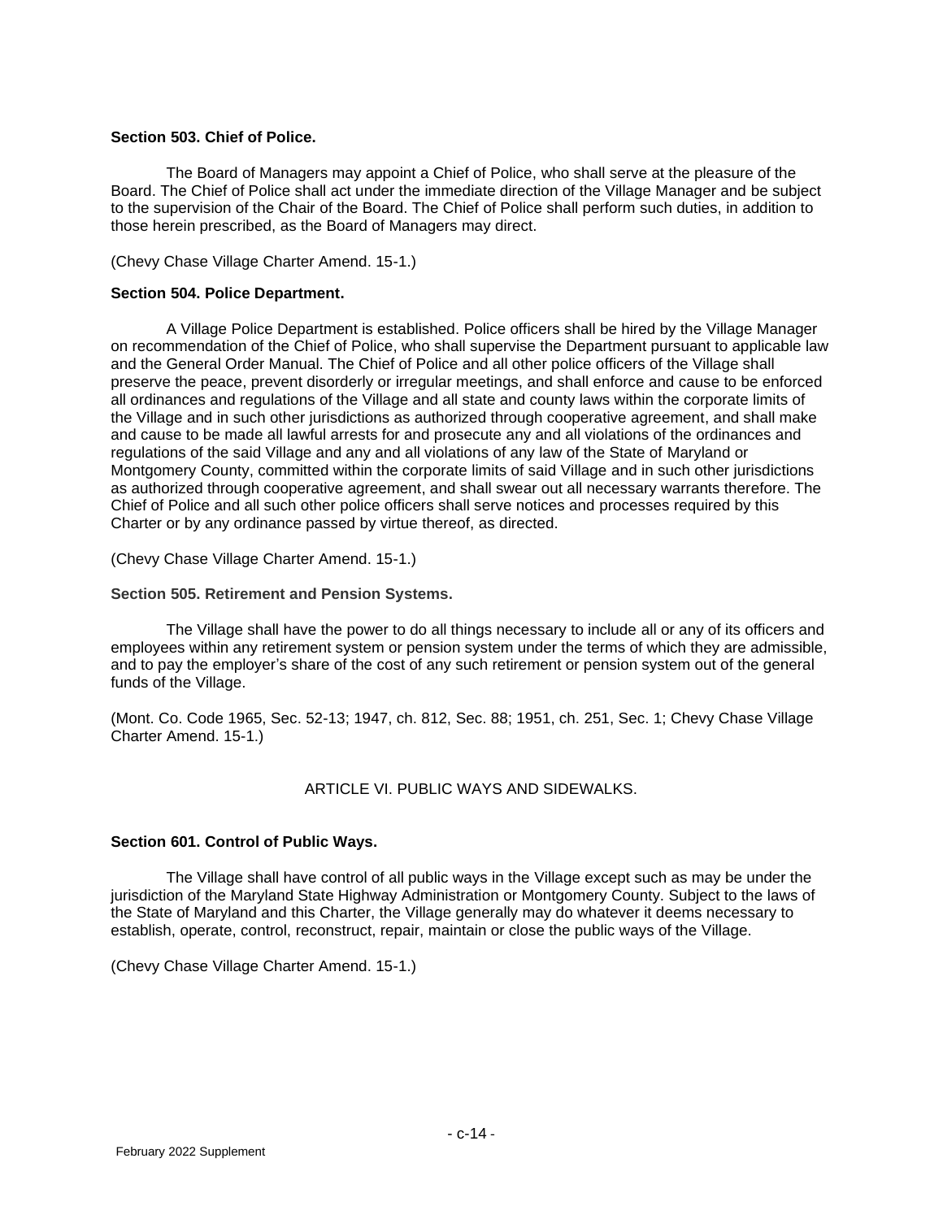**Section 503. Chief of Police.**

The Board of Managers may appoint a Chief of Police, who shall serve at the pleasure of the Board. The Chief of Police shall act under the immediate direction of the Village Manager and be subject to the supervision of the Chair of the Board. The Chief of Police shall perform such duties, in addition to those herein prescribed, as the Board of Managers may direct.

(Chevy Chase Village Charter Amend. 15-1.)

**Section 504. Police Department.**

A Village Police Department is established. Police officers shall be hired by the Village Manager on recommendation of the Chief of Police, who shall supervise the Department pursuant to applicable law and the General Order Manual. The Chief of Police and all other police officers of the Village shall preserve the peace, prevent disorderly or irregular meetings, and shall enforce and cause to be enforced all ordinances and regulations of the Village and all state and county laws within the corporate limits of the Village and in such other jurisdictions as authorized through cooperative agreement, and shall make and cause to be made all lawful arrests for and prosecute any and all violations of the ordinances and regulations of the said Village and any and all violations of any law of the State of Maryland or Montgomery County, committed within the corporate limits of said Village and in such other jurisdictions as authorized through cooperative agreement, and shall swear out all necessary warrants therefore. The Chief of Police and all such other police officers shall serve notices and processes required by this Charter or by any ordinance passed by virtue thereof, as directed.

(Chevy Chase Village Charter Amend. 15-1.)

**Section 505. Retirement and Pension Systems.**

The Village shall have the power to do all things necessary to include all or any of its officers and employees within any retirement system or pension system under the terms of which they are admissible, and to pay the employer's share of the cost of any such retirement or pension system out of the general funds of the Village.

(Mont. Co. Code 1965, Sec. 52-13; 1947, ch. 812, Sec. 88; 1951, ch. 251, Sec. 1; Chevy Chase Village Charter Amend. 15-1.)

## ARTICLE VI. PUBLIC WAYS AND SIDEWALKS.

**Section 601. Control of Public Ways.**

The Village shall have control of all public ways in the Village except such as may be under the jurisdiction of the Maryland State Highway Administration or Montgomery County. Subject to the laws of the State of Maryland and this Charter, the Village generally may do whatever it deems necessary to establish, operate, control, reconstruct, repair, maintain or close the public ways of the Village.

(Chevy Chase Village Charter Amend. 15-1.)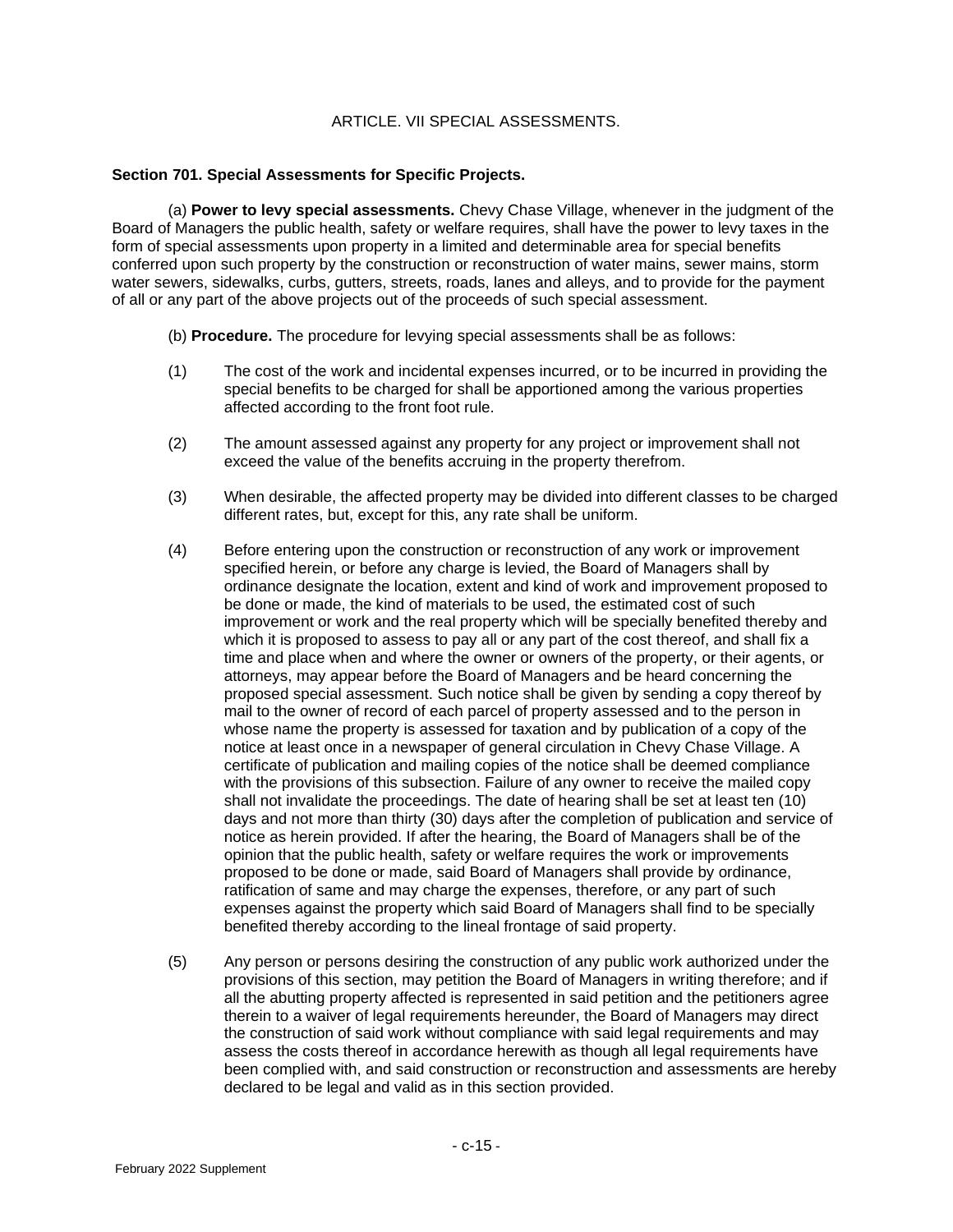# ARTICLE. VII SPECIAL ASSESSMENTS.

**Section 701. Special Assessments for Specific Projects.**

(a) **Power to levy special assessments.** Chevy Chase Village, whenever in the judgment of the Board of Managers the public health, safety or welfare requires, shall have the power to levy taxes in the form of special assessments upon property in a limited and determinable area for special benefits conferred upon such property by the construction or reconstruction of water mains, sewer mains, storm water sewers, sidewalks, curbs, gutters, streets, roads, lanes and alleys, and to provide for the payment of all or any part of the above projects out of the proceeds of such special assessment.

(b) **Procedure.** The procedure for levying special assessments shall be as follows:

(1) The cost of the work and incidental expenses incurred, or to be incurred in providing the special benefits to be charged for shall be apportioned among the various properties affected according to the front foot rule.

(2) The amount assessed against any property for any project or improvement shall not exceed the value of the benefits accruing in the property therefrom.

(3) When desirable, the affected property may be divided into different classes to be charged different rates, but, except for this, any rate shall be uniform.

(4) Before entering upon the construction or reconstruction of any work or improvement specified herein, or before any charge is levied, the Board of Managers shall by ordinance designate the location, extent and kind of work and improvement proposed to be done or made, the kind of materials to be used, the estimated cost of such improvement or work and the real property which will be specially benefited thereby and which it is proposed to assess to pay all or any part of the cost thereof, and shall fix a time and place when and where the owner or owners of the property, or their agents, or attorneys, may appear before the Board of Managers and be heard concerning the proposed special assessment. Such notice shall be given by sending a copy thereof by mail to the owner of record of each parcel of property assessed and to the person in whose name the property is assessed for taxation and by publication of a copy of the notice at least once in a newspaper of general circulation in Chevy Chase Village. A certificate of publication and mailing copies of the notice shall be deemed compliance with the provisions of this subsection. Failure of any owner to receive the mailed copy shall not invalidate the proceedings. The date of hearing shall be set at least ten (10) days and not more than thirty (30) days after the completion of publication and service of notice as herein provided. If after the hearing, the Board of Managers shall be of the opinion that the public health, safety or welfare requires the work or improvements proposed to be done or made, said Board of Managers shall provide by ordinance, ratification of same and may charge the expenses, therefore, or any part of such expenses against the property which said Board of Managers shall find to be specially benefited thereby according to the lineal frontage of said property.

(5) Any person or persons desiring the construction of any public work authorized under the provisions of this section, may petition the Board of Managers in writing therefore; and if all the abutting property affected is represented in said petition and the petitioners agree therein to a waiver of legal requirements hereunder, the Board of Managers may direct the construction of said work without compliance with said legal requirements and may assess the costs thereof in accordance herewith as though all legal requirements have been complied with, and said construction or reconstruction and assessments are hereby declared to be legal and valid as in this section provided.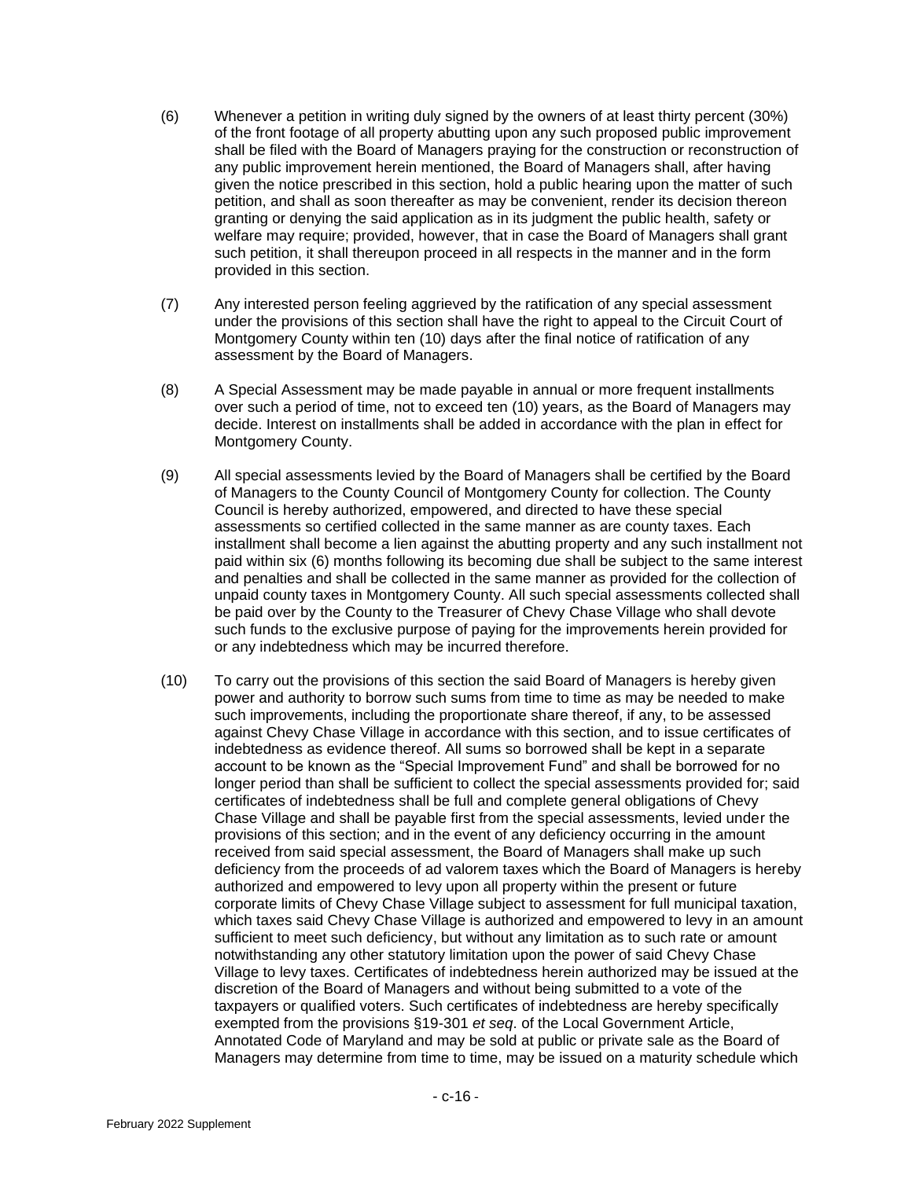(6) Whenever a petition in writing duly signed by the owners of at least thirty percent (30%) of the front footage of all property abutting upon any such proposed public improvement shall be filed with the Board of Managers praying for the construction or reconstruction of any public improvement herein mentioned, the Board of Managers shall, after having given the notice prescribed in this section, hold a public hearing upon the matter of such petition, and shall as soon thereafter as may be convenient, render its decision thereon granting or denying the said application as in its judgment the public health, safety or welfare may require; provided, however, that in case the Board of Managers shall grant such petition, it shall thereupon proceed in all respects in the manner and in the form provided in this section.

(7) Any interested person feeling aggrieved by the ratification of any special assessment under the provisions of this section shall have the right to appeal to the Circuit Court of Montgomery County within ten (10) days after the final notice of ratification of any assessment by the Board of Managers.

(8) A Special Assessment may be made payable in annual or more frequent installments over such a period of time, not to exceed ten (10) years, as the Board of Managers may decide. Interest on installments shall be added in accordance with the plan in effect for Montgomery County.

(9) All special assessments levied by the Board of Managers shall be certified by the Board of Managers to the County Council of Montgomery County for collection. The County Council is hereby authorized, empowered, and directed to have these special assessments so certified collected in the same manner as are county taxes. Each installment shall become a lien against the abutting property and any such installment not paid within six (6) months following its becoming due shall be subject to the same interest and penalties and shall be collected in the same manner as provided for the collection of unpaid county taxes in Montgomery County. All such special assessments collected shall be paid over by the County to the Treasurer of Chevy Chase Village who shall devote such funds to the exclusive purpose of paying for the improvements herein provided for or any indebtedness which may be incurred therefore.

(10) To carry out the provisions of this section the said Board of Managers is hereby given power and authority to borrow such sums from time to time as may be needed to make such improvements, including the proportionate share thereof, if any, to be assessed against Chevy Chase Village in accordance with this section, and to issue certificates of indebtedness as evidence thereof. All sums so borrowed shall be kept in a separate account to be known as the "Special Improvement Fund" and shall be borrowed for no longer period than shall be sufficient to collect the special assessments provided for; said certificates of indebtedness shall be full and complete general obligations of Chevy Chase Village and shall be payable first from the special assessments, levied under the provisions of this section; and in the event of any deficiency occurring in the amount received from said special assessment, the Board of Managers shall make up such deficiency from the proceeds of ad valorem taxes which the Board of Managers is hereby authorized and empowered to levy upon all property within the present or future corporate limits of Chevy Chase Village subject to assessment for full municipal taxation, which taxes said Chevy Chase Village is authorized and empowered to levy in an amount sufficient to meet such deficiency, but without any limitation as to such rate or amount notwithstanding any other statutory limitation upon the power of said Chevy Chase Village to levy taxes. Certificates of indebtedness herein authorized may be issued at the discretion of the Board of Managers and without being submitted to a vote of the taxpayers or qualified voters. Such certificates of indebtedness are hereby specifically exempted from the provisions §19-301 *et seq*. of the Local Government Article, Annotated Code of Maryland and may be sold at public or private sale as the Board of Managers may determine from time to time, may be issued on a maturity schedule which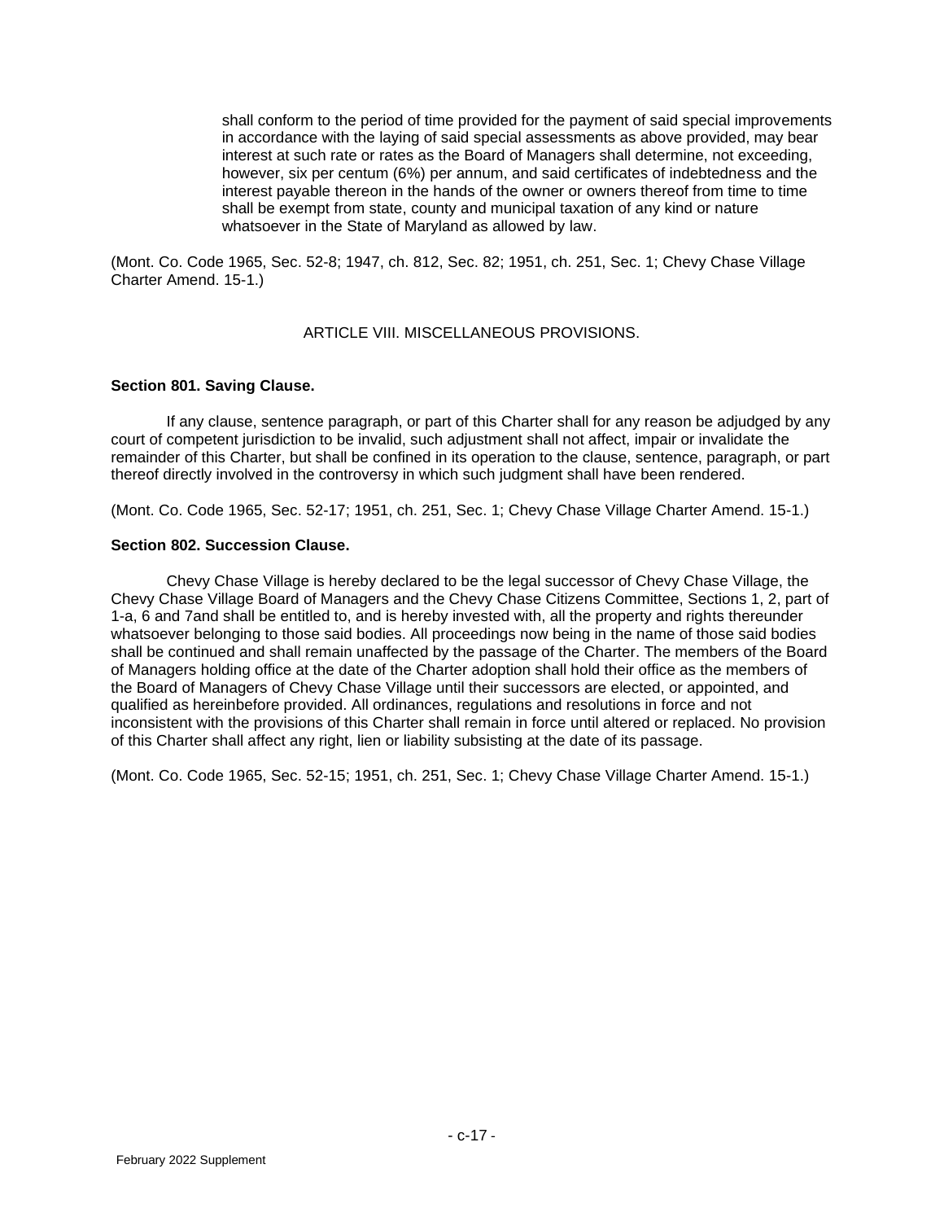shall conform to the period of time provided for the payment of said special improvements in accordance with the laying of said special assessments as above provided, may bear interest at such rate or rates as the Board of Managers shall determine, not exceeding, however, six per centum (6%) per annum, and said certificates of indebtedness and the interest payable thereon in the hands of the owner or owners thereof from time to time shall be exempt from state, county and municipal taxation of any kind or nature whatsoever in the State of Maryland as allowed by law.

(Mont. Co. Code 1965, Sec. 52-8; 1947, ch. 812, Sec. 82; 1951, ch. 251, Sec. 1; Chevy Chase Village Charter Amend. 15-1.)

## ARTICLE VIII. MISCELLANEOUS PROVISIONS.

**Section 801. Saving Clause.**

If any clause, sentence paragraph, or part of this Charter shall for any reason be adjudged by any court of competent jurisdiction to be invalid, such adjustment shall not affect, impair or invalidate the remainder of this Charter, but shall be confined in its operation to the clause, sentence, paragraph, or part thereof directly involved in the controversy in which such judgment shall have been rendered.

(Mont. Co. Code 1965, Sec. 52-17; 1951, ch. 251, Sec. 1; Chevy Chase Village Charter Amend. 15-1.)

**Section 802. Succession Clause.**

Chevy Chase Village is hereby declared to be the legal successor of Chevy Chase Village, the Chevy Chase Village Board of Managers and the Chevy Chase Citizens Committee, Sections 1, 2, part of 1-a, 6 and 7and shall be entitled to, and is hereby invested with, all the property and rights thereunder whatsoever belonging to those said bodies. All proceedings now being in the name of those said bodies shall be continued and shall remain unaffected by the passage of the Charter. The members of the Board of Managers holding office at the date of the Charter adoption shall hold their office as the members of the Board of Managers of Chevy Chase Village until their successors are elected, or appointed, and qualified as hereinbefore provided. All ordinances, regulations and resolutions in force and not inconsistent with the provisions of this Charter shall remain in force until altered or replaced. No provision of this Charter shall affect any right, lien or liability subsisting at the date of its passage.

(Mont. Co. Code 1965, Sec. 52-15; 1951, ch. 251, Sec. 1; Chevy Chase Village Charter Amend. 15-1.)